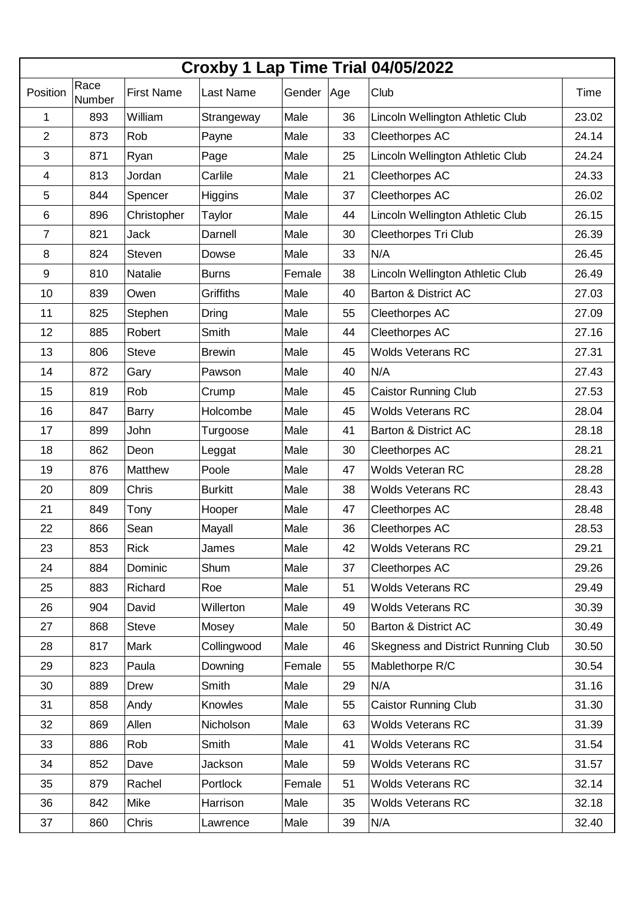# Croxby 1 Lap Time Trial 04/05/2022

| Position | Race Number | First Name | Last Name | Gender | Age | Club | Time |
|---|---|---|---|---|---|---|---|
| 1 | 893 | William | Strangeway | Male | 36 | Lincoln Wellington Athletic Club | 23.02 |
| 2 | 873 | Rob | Payne | Male | 33 | Cleethorpes AC | 24.14 |
| 3 | 871 | Ryan | Page | Male | 25 | Lincoln Wellington Athletic Club | 24.24 |
| 4 | 813 | Jordan | Carlile | Male | 21 | Cleethorpes AC | 24.33 |
| 5 | 844 | Spencer | Higgins | Male | 37 | Cleethorpes AC | 26.02 |
| 6 | 896 | Christopher | Taylor | Male | 44 | Lincoln Wellington Athletic Club | 26.15 |
| 7 | 821 | Jack | Darnell | Male | 30 | Cleethorpes Tri Club | 26.39 |
| 8 | 824 | Steven | Dowse | Male | 33 | N/A | 26.45 |
| 9 | 810 | Natalie | Burns | Female | 38 | Lincoln Wellington Athletic Club | 26.49 |
| 10 | 839 | Owen | Griffiths | Male | 40 | Barton & District AC | 27.03 |
| 11 | 825 | Stephen | Dring | Male | 55 | Cleethorpes AC | 27.09 |
| 12 | 885 | Robert | Smith | Male | 44 | Cleethorpes AC | 27.16 |
| 13 | 806 | Steve | Brewin | Male | 45 | Wolds Veterans RC | 27.31 |
| 14 | 872 | Gary | Pawson | Male | 40 | N/A | 27.43 |
| 15 | 819 | Rob | Crump | Male | 45 | Caistor Running Club | 27.53 |
| 16 | 847 | Barry | Holcombe | Male | 45 | Wolds Veterans RC | 28.04 |
| 17 | 899 | John | Turgoose | Male | 41 | Barton & District AC | 28.18 |
| 18 | 862 | Deon | Leggat | Male | 30 | Cleethorpes AC | 28.21 |
| 19 | 876 | Matthew | Poole | Male | 47 | Wolds Veteran RC | 28.28 |
| 20 | 809 | Chris | Burkitt | Male | 38 | Wolds Veterans RC | 28.43 |
| 21 | 849 | Tony | Hooper | Male | 47 | Cleethorpes AC | 28.48 |
| 22 | 866 | Sean | Mayall | Male | 36 | Cleethorpes AC | 28.53 |
| 23 | 853 | Rick | James | Male | 42 | Wolds Veterans RC | 29.21 |
| 24 | 884 | Dominic | Shum | Male | 37 | Cleethorpes AC | 29.26 |
| 25 | 883 | Richard | Roe | Male | 51 | Wolds Veterans RC | 29.49 |
| 26 | 904 | David | Willerton | Male | 49 | Wolds Veterans RC | 30.39 |
| 27 | 868 | Steve | Mosey | Male | 50 | Barton & District AC | 30.49 |
| 28 | 817 | Mark | Collingwood | Male | 46 | Skegness and District Running Club | 30.50 |
| 29 | 823 | Paula | Downing | Female | 55 | Mablethorpe R/C | 30.54 |
| 30 | 889 | Drew | Smith | Male | 29 | N/A | 31.16 |
| 31 | 858 | Andy | Knowles | Male | 55 | Caistor Running Club | 31.30 |
| 32 | 869 | Allen | Nicholson | Male | 63 | Wolds Veterans RC | 31.39 |
| 33 | 886 | Rob | Smith | Male | 41 | Wolds Veterans RC | 31.54 |
| 34 | 852 | Dave | Jackson | Male | 59 | Wolds Veterans RC | 31.57 |
| 35 | 879 | Rachel | Portlock | Female | 51 | Wolds Veterans RC | 32.14 |
| 36 | 842 | Mike | Harrison | Male | 35 | Wolds Veterans RC | 32.18 |
| 37 | 860 | Chris | Lawrence | Male | 39 | N/A | 32.40 |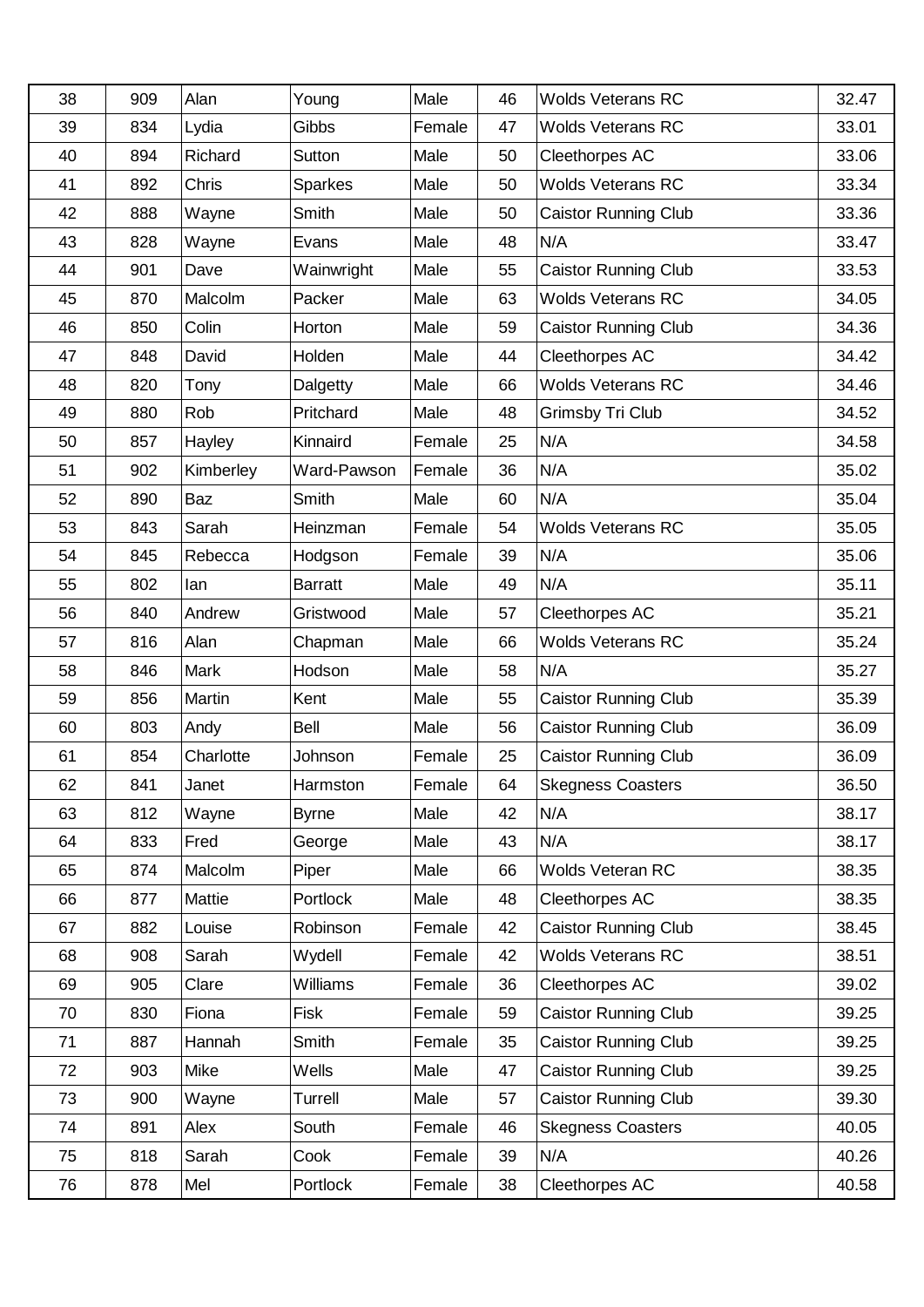| 38 | 909 | Alan | Young | Male | 46 | Wolds Veterans RC | 32.47 |
|---|---|---|---|---|---|---|---|
| 39 | 834 | Lydia | Gibbs | Female | 47 | Wolds Veterans RC | 33.01 |
| 40 | 894 | Richard | Sutton | Male | 50 | Cleethorpes AC | 33.06 |
| 41 | 892 | Chris | Sparkes | Male | 50 | Wolds Veterans RC | 33.34 |
| 42 | 888 | Wayne | Smith | Male | 50 | Caistor Running Club | 33.36 |
| 43 | 828 | Wayne | Evans | Male | 48 | N/A | 33.47 |
| 44 | 901 | Dave | Wainwright | Male | 55 | Caistor Running Club | 33.53 |
| 45 | 870 | Malcolm | Packer | Male | 63 | Wolds Veterans RC | 34.05 |
| 46 | 850 | Colin | Horton | Male | 59 | Caistor Running Club | 34.36 |
| 47 | 848 | David | Holden | Male | 44 | Cleethorpes AC | 34.42 |
| 48 | 820 | Tony | Dalgetty | Male | 66 | Wolds Veterans RC | 34.46 |
| 49 | 880 | Rob | Pritchard | Male | 48 | Grimsby Tri Club | 34.52 |
| 50 | 857 | Hayley | Kinnaird | Female | 25 | N/A | 34.58 |
| 51 | 902 | Kimberley | Ward-Pawson | Female | 36 | N/A | 35.02 |
| 52 | 890 | Baz | Smith | Male | 60 | N/A | 35.04 |
| 53 | 843 | Sarah | Heinzman | Female | 54 | Wolds Veterans RC | 35.05 |
| 54 | 845 | Rebecca | Hodgson | Female | 39 | N/A | 35.06 |
| 55 | 802 | Ian | Barratt | Male | 49 | N/A | 35.11 |
| 56 | 840 | Andrew | Gristwood | Male | 57 | Cleethorpes AC | 35.21 |
| 57 | 816 | Alan | Chapman | Male | 66 | Wolds Veterans RC | 35.24 |
| 58 | 846 | Mark | Hodson | Male | 58 | N/A | 35.27 |
| 59 | 856 | Martin | Kent | Male | 55 | Caistor Running Club | 35.39 |
| 60 | 803 | Andy | Bell | Male | 56 | Caistor Running Club | 36.09 |
| 61 | 854 | Charlotte | Johnson | Female | 25 | Caistor Running Club | 36.09 |
| 62 | 841 | Janet | Harmston | Female | 64 | Skegness Coasters | 36.50 |
| 63 | 812 | Wayne | Byrne | Male | 42 | N/A | 38.17 |
| 64 | 833 | Fred | George | Male | 43 | N/A | 38.17 |
| 65 | 874 | Malcolm | Piper | Male | 66 | Wolds Veteran RC | 38.35 |
| 66 | 877 | Mattie | Portlock | Male | 48 | Cleethorpes AC | 38.35 |
| 67 | 882 | Louise | Robinson | Female | 42 | Caistor Running Club | 38.45 |
| 68 | 908 | Sarah | Wydell | Female | 42 | Wolds Veterans RC | 38.51 |
| 69 | 905 | Clare | Williams | Female | 36 | Cleethorpes AC | 39.02 |
| 70 | 830 | Fiona | Fisk | Female | 59 | Caistor Running Club | 39.25 |
| 71 | 887 | Hannah | Smith | Female | 35 | Caistor Running Club | 39.25 |
| 72 | 903 | Mike | Wells | Male | 47 | Caistor Running Club | 39.25 |
| 73 | 900 | Wayne | Turrell | Male | 57 | Caistor Running Club | 39.30 |
| 74 | 891 | Alex | South | Female | 46 | Skegness Coasters | 40.05 |
| 75 | 818 | Sarah | Cook | Female | 39 | N/A | 40.26 |
| 76 | 878 | Mel | Portlock | Female | 38 | Cleethorpes AC | 40.58 |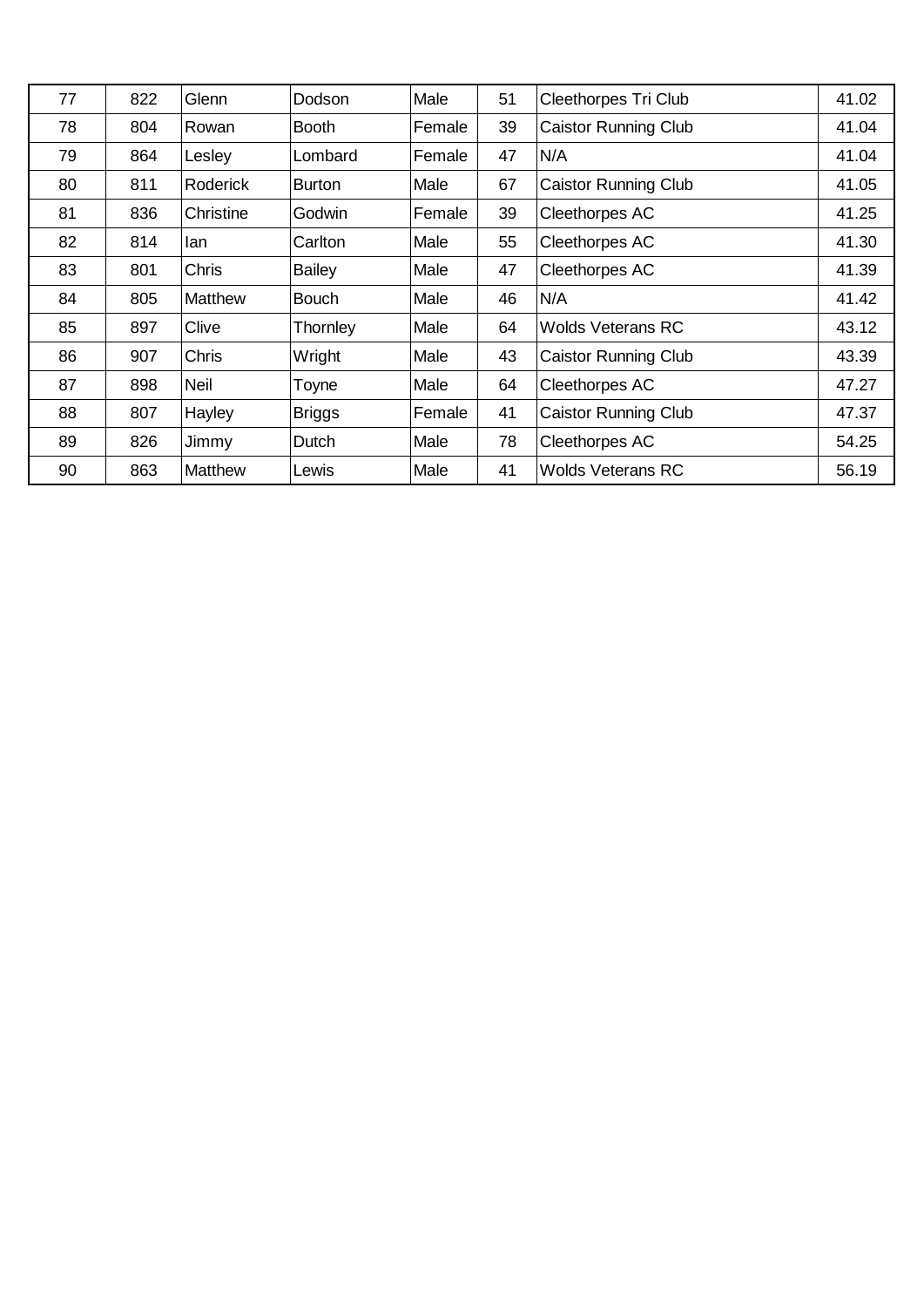| | | | | | | | |
|---|---|---|---|---|---|---|---|
| 77 | 822 | Glenn | Dodson | Male | 51 | Cleethorpes Tri Club | 41.02 |
| 78 | 804 | Rowan | Booth | Female | 39 | Caistor Running Club | 41.04 |
| 79 | 864 | Lesley | Lombard | Female | 47 | N/A | 41.04 |
| 80 | 811 | Roderick | Burton | Male | 67 | Caistor Running Club | 41.05 |
| 81 | 836 | Christine | Godwin | Female | 39 | Cleethorpes AC | 41.25 |
| 82 | 814 | Ian | Carlton | Male | 55 | Cleethorpes AC | 41.30 |
| 83 | 801 | Chris | Bailey | Male | 47 | Cleethorpes AC | 41.39 |
| 84 | 805 | Matthew | Bouch | Male | 46 | N/A | 41.42 |
| 85 | 897 | Clive | Thornley | Male | 64 | Wolds Veterans RC | 43.12 |
| 86 | 907 | Chris | Wright | Male | 43 | Caistor Running Club | 43.39 |
| 87 | 898 | Neil | Toyne | Male | 64 | Cleethorpes AC | 47.27 |
| 88 | 807 | Hayley | Briggs | Female | 41 | Caistor Running Club | 47.37 |
| 89 | 826 | Jimmy | Dutch | Male | 78 | Cleethorpes AC | 54.25 |
| 90 | 863 | Matthew | Lewis | Male | 41 | Wolds Veterans RC | 56.19 |